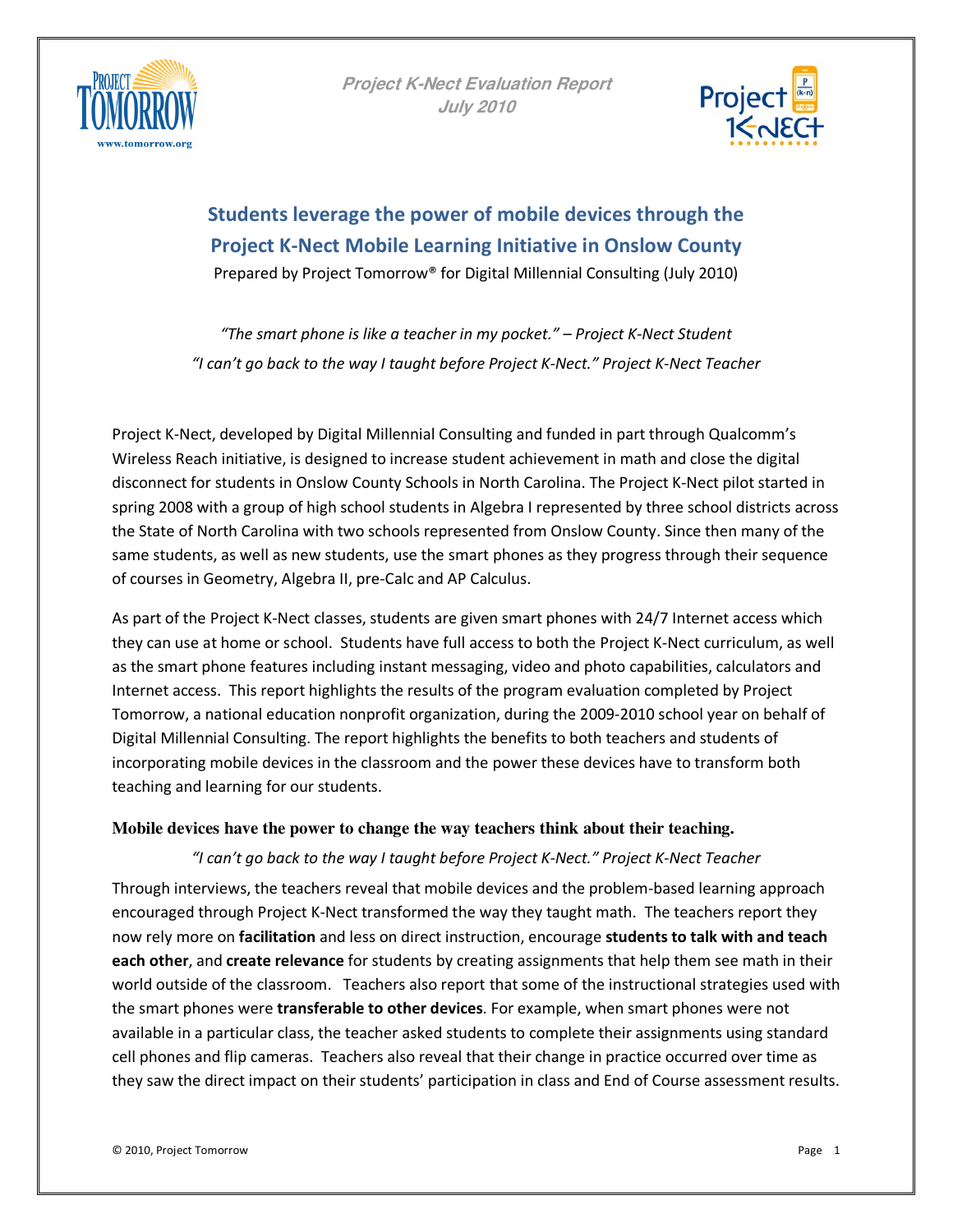**Project K-Nect Evaluation Report**
**July 2010**

# Students leverage the power of mobile devices through the Project K-Nect Mobile Learning Initiative in Onslow County

Prepared by Project Tomorrow® for Digital Millennial Consulting (July 2010)

*"The smart phone is like a teacher in my pocket." – Project K-Nect Student*

*"I can't go back to the way I taught before Project K-Nect." Project K-Nect Teacher*

Project K-Nect, developed by Digital Millennial Consulting and funded in part through Qualcomm's Wireless Reach initiative, is designed to increase student achievement in math and close the digital disconnect for students in Onslow County Schools in North Carolina. The Project K-Nect pilot started in spring 2008 with a group of high school students in Algebra I represented by three school districts across the State of North Carolina with two schools represented from Onslow County. Since then many of the same students, as well as new students, use the smart phones as they progress through their sequence of courses in Geometry, Algebra II, pre-Calc and AP Calculus.

As part of the Project K-Nect classes, students are given smart phones with 24/7 Internet access which they can use at home or school. Students have full access to both the Project K-Nect curriculum, as well as the smart phone features including instant messaging, video and photo capabilities, calculators and Internet access. This report highlights the results of the program evaluation completed by Project Tomorrow, a national education nonprofit organization, during the 2009-2010 school year on behalf of Digital Millennial Consulting. The report highlights the benefits to both teachers and students of incorporating mobile devices in the classroom and the power these devices have to transform both teaching and learning for our students.

### Mobile devices have the power to change the way teachers think about their teaching.

*"I can't go back to the way I taught before Project K-Nect." Project K-Nect Teacher*

Through interviews, the teachers reveal that mobile devices and the problem-based learning approach encouraged through Project K-Nect transformed the way they taught math. The teachers report they now rely more on **facilitation** and less on direct instruction, encourage **students to talk with and teach each other**, and **create relevance** for students by creating assignments that help them see math in their world outside of the classroom. Teachers also report that some of the instructional strategies used with the smart phones were **transferable to other devices**. For example, when smart phones were not available in a particular class, the teacher asked students to complete their assignments using standard cell phones and flip cameras. Teachers also reveal that their change in practice occurred over time as they saw the direct impact on their students' participation in class and End of Course assessment results.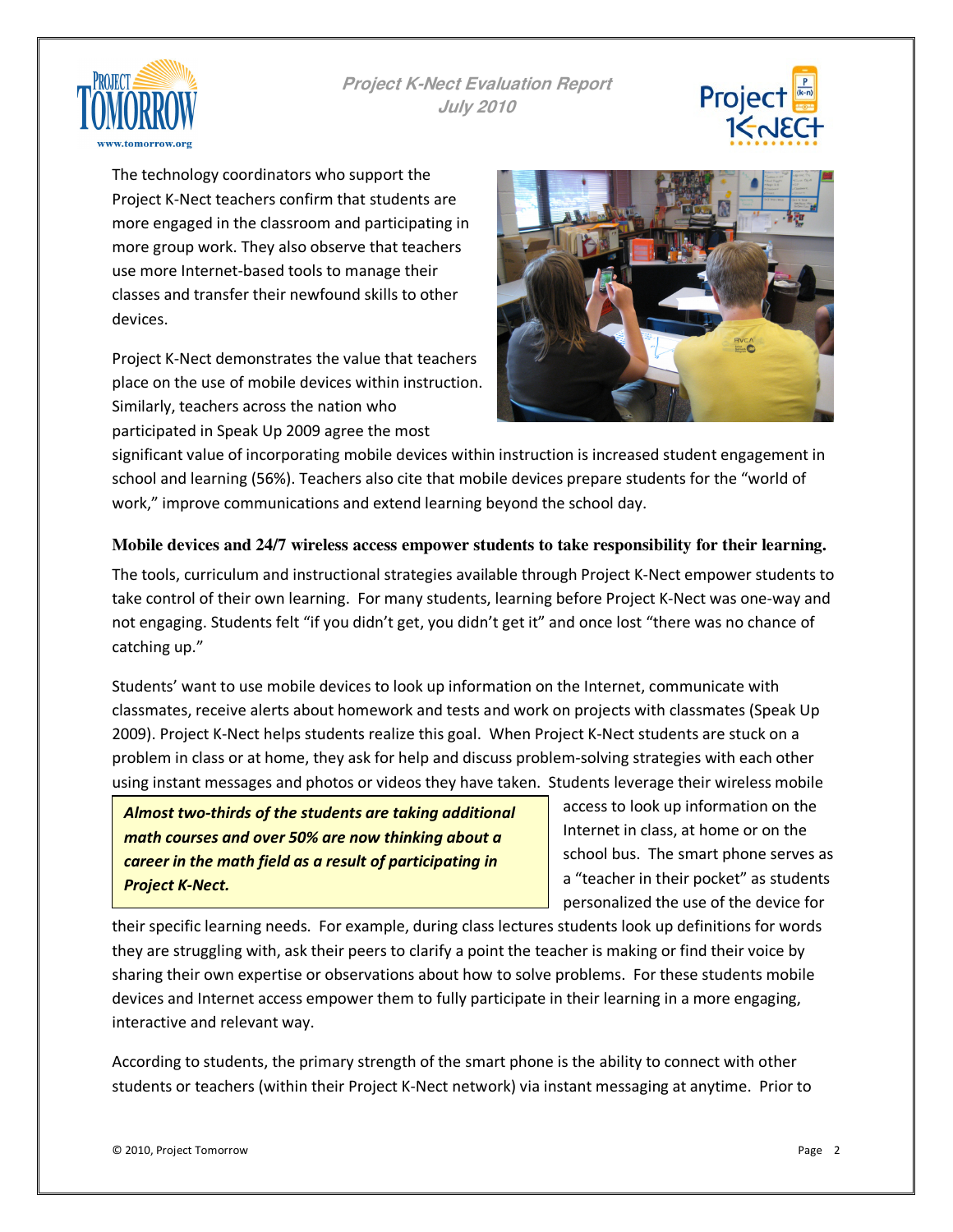The technology coordinators who support the Project K-Nect teachers confirm that students are more engaged in the classroom and participating in more group work. They also observe that teachers use more Internet-based tools to manage their classes and transfer their newfound skills to other devices.

Project K-Nect demonstrates the value that teachers place on the use of mobile devices within instruction. Similarly, teachers across the nation who participated in Speak Up 2009 agree the most significant value of incorporating mobile devices within instruction is increased student engagement in school and learning (56%). Teachers also cite that mobile devices prepare students for the "world of work," improve communications and extend learning beyond the school day.

**Mobile devices and 24/7 wireless access empower students to take responsibility for their learning.**

The tools, curriculum and instructional strategies available through Project K-Nect empower students to take control of their own learning. For many students, learning before Project K-Nect was one-way and not engaging. Students felt "if you didn't get, you didn't get it" and once lost "there was no chance of catching up."

Students' want to use mobile devices to look up information on the Internet, communicate with classmates, receive alerts about homework and tests and work on projects with classmates (Speak Up 2009). Project K-Nect helps students realize this goal. When Project K-Nect students are stuck on a problem in class or at home, they ask for help and discuss problem-solving strategies with each other using instant messages and photos or videos they have taken. Students leverage their wireless mobile access to look up information on the Internet in class, at home or on the school bus. The smart phone serves as a "teacher in their pocket" as students personalized the use of the device for their specific learning needs. For example, during class lectures students look up definitions for words they are struggling with, ask their peers to clarify a point the teacher is making or find their voice by sharing their own expertise or observations about how to solve problems. For these students mobile devices and Internet access empower them to fully participate in their learning in a more engaging, interactive and relevant way.

> ***Almost two-thirds of the students are taking additional math courses and over 50% are now thinking about a career in the math field as a result of participating in Project K-Nect.***

According to students, the primary strength of the smart phone is the ability to connect with other students or teachers (within their Project K-Nect network) via instant messaging at anytime. Prior to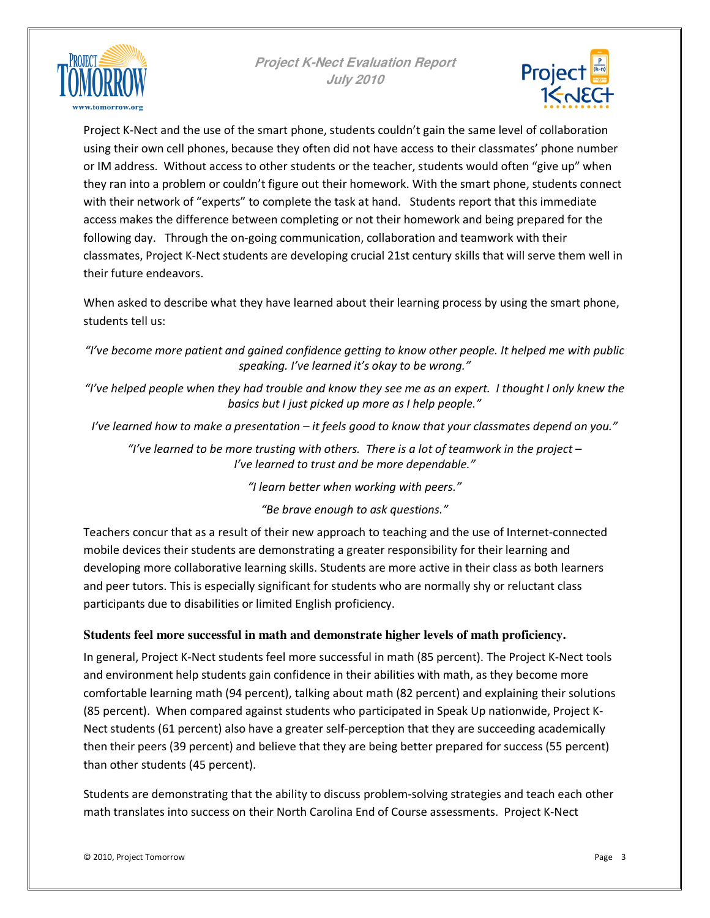Project K-Nect and the use of the smart phone, students couldn't gain the same level of collaboration using their own cell phones, because they often did not have access to their classmates' phone number or IM address. Without access to other students or the teacher, students would often "give up" when they ran into a problem or couldn't figure out their homework. With the smart phone, students connect with their network of "experts" to complete the task at hand. Students report that this immediate access makes the difference between completing or not their homework and being prepared for the following day. Through the on-going communication, collaboration and teamwork with their classmates, Project K-Nect students are developing crucial 21st century skills that will serve them well in their future endeavors.

When asked to describe what they have learned about their learning process by using the smart phone, students tell us:

*"I've become more patient and gained confidence getting to know other people. It helped me with public speaking. I've learned it's okay to be wrong."*

*"I've helped people when they had trouble and know they see me as an expert. I thought I only knew the basics but I just picked up more as I help people."*

*I've learned how to make a presentation – it feels good to know that your classmates depend on you."*

*"I've learned to be more trusting with others. There is a lot of teamwork in the project – I've learned to trust and be more dependable."*

*"I learn better when working with peers."*

*"Be brave enough to ask questions."*

Teachers concur that as a result of their new approach to teaching and the use of Internet-connected mobile devices their students are demonstrating a greater responsibility for their learning and developing more collaborative learning skills. Students are more active in their class as both learners and peer tutors. This is especially significant for students who are normally shy or reluctant class participants due to disabilities or limited English proficiency.

**Students feel more successful in math and demonstrate higher levels of math proficiency.**

In general, Project K-Nect students feel more successful in math (85 percent). The Project K-Nect tools and environment help students gain confidence in their abilities with math, as they become more comfortable learning math (94 percent), talking about math (82 percent) and explaining their solutions (85 percent). When compared against students who participated in Speak Up nationwide, Project K-Nect students (61 percent) also have a greater self-perception that they are succeeding academically then their peers (39 percent) and believe that they are being better prepared for success (55 percent) than other students (45 percent).

Students are demonstrating that the ability to discuss problem-solving strategies and teach each other math translates into success on their North Carolina End of Course assessments. Project K-Nect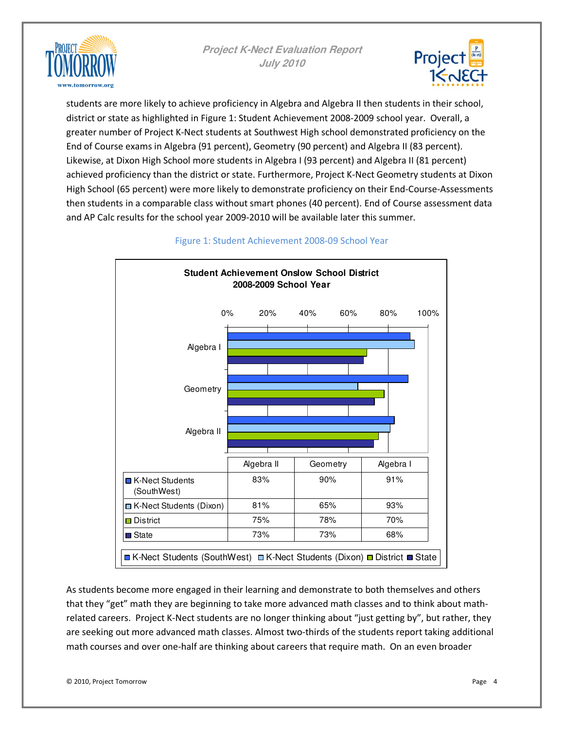students are more likely to achieve proficiency in Algebra and Algebra II then students in their school, district or state as highlighted in Figure 1: Student Achievement 2008-2009 school year. Overall, a greater number of Project K-Nect students at Southwest High school demonstrated proficiency on the End of Course exams in Algebra (91 percent), Geometry (90 percent) and Algebra II (83 percent). Likewise, at Dixon High School more students in Algebra I (93 percent) and Algebra II (81 percent) achieved proficiency than the district or state. Furthermore, Project K-Nect Geometry students at Dixon High School (65 percent) were more likely to demonstrate proficiency on their End-Course-Assessments then students in a comparable class without smart phones (40 percent). End of Course assessment data and AP Calc results for the school year 2009-2010 will be available later this summer.

Figure 1: Student Achievement 2008-09 School Year

**Student Achievement Onslow School District 2008-2009 School Year**

| | Algebra II | Geometry | Algebra I |
|---|---|---|---|
| K-Nect Students (SouthWest) | 83% | 90% | 91% |
| K-Nect Students (Dixon) | 81% | 65% | 93% |
| District | 75% | 78% | 70% |
| State | 73% | 73% | 68% |

As students become more engaged in their learning and demonstrate to both themselves and others that they "get" math they are beginning to take more advanced math classes and to think about math-related careers. Project K-Nect students are no longer thinking about "just getting by", but rather, they are seeking out more advanced math classes. Almost two-thirds of the students report taking additional math courses and over one-half are thinking about careers that require math. On an even broader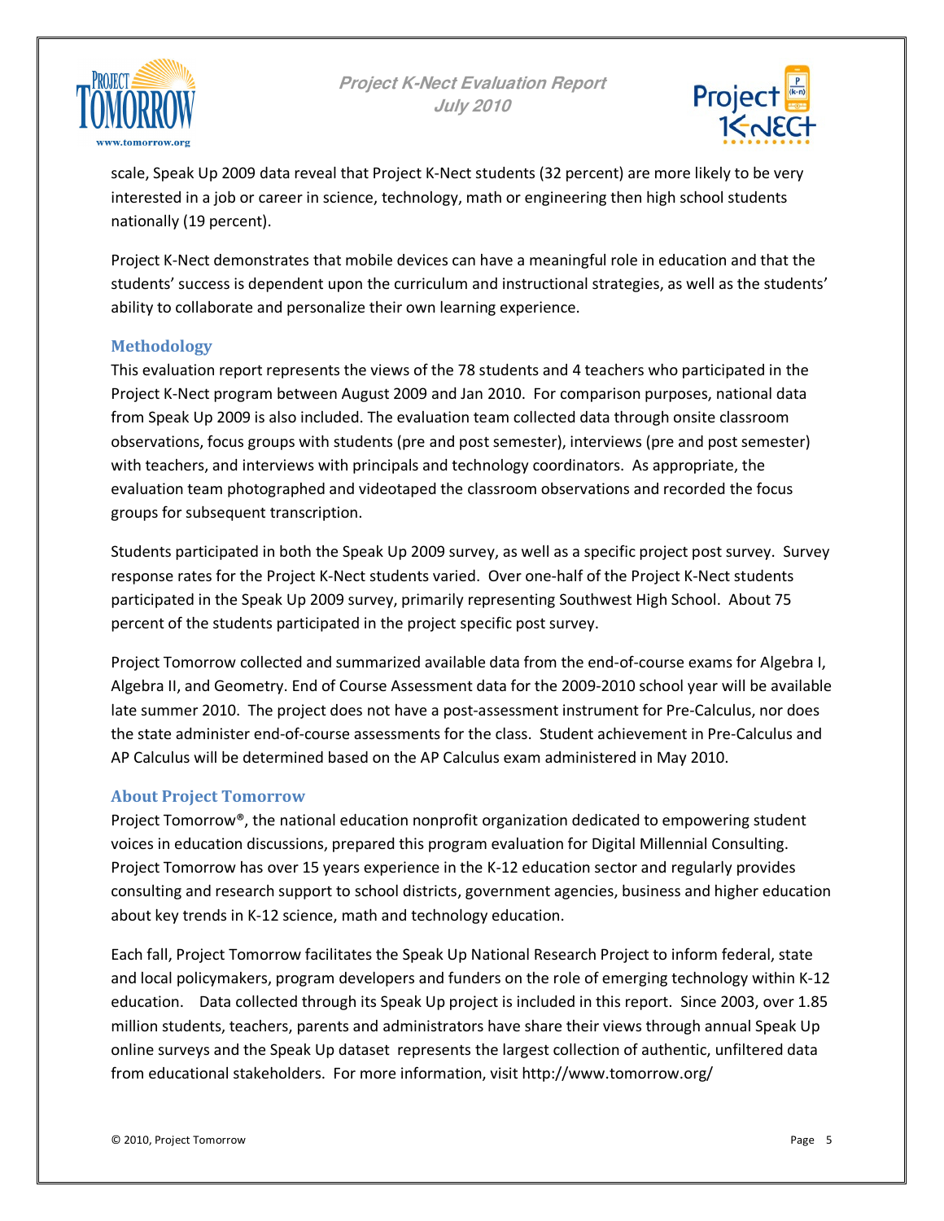scale, Speak Up 2009 data reveal that Project K-Nect students (32 percent) are more likely to be very interested in a job or career in science, technology, math or engineering then high school students nationally (19 percent).

Project K-Nect demonstrates that mobile devices can have a meaningful role in education and that the students' success is dependent upon the curriculum and instructional strategies, as well as the students' ability to collaborate and personalize their own learning experience.

## Methodology

This evaluation report represents the views of the 78 students and 4 teachers who participated in the Project K-Nect program between August 2009 and Jan 2010. For comparison purposes, national data from Speak Up 2009 is also included. The evaluation team collected data through onsite classroom observations, focus groups with students (pre and post semester), interviews (pre and post semester) with teachers, and interviews with principals and technology coordinators. As appropriate, the evaluation team photographed and videotaped the classroom observations and recorded the focus groups for subsequent transcription.

Students participated in both the Speak Up 2009 survey, as well as a specific project post survey. Survey response rates for the Project K-Nect students varied. Over one-half of the Project K-Nect students participated in the Speak Up 2009 survey, primarily representing Southwest High School. About 75 percent of the students participated in the project specific post survey.

Project Tomorrow collected and summarized available data from the end-of-course exams for Algebra I, Algebra II, and Geometry. End of Course Assessment data for the 2009-2010 school year will be available late summer 2010. The project does not have a post-assessment instrument for Pre-Calculus, nor does the state administer end-of-course assessments for the class. Student achievement in Pre-Calculus and AP Calculus will be determined based on the AP Calculus exam administered in May 2010.

## About Project Tomorrow

Project Tomorrow®, the national education nonprofit organization dedicated to empowering student voices in education discussions, prepared this program evaluation for Digital Millennial Consulting. Project Tomorrow has over 15 years experience in the K-12 education sector and regularly provides consulting and research support to school districts, government agencies, business and higher education about key trends in K-12 science, math and technology education.

Each fall, Project Tomorrow facilitates the Speak Up National Research Project to inform federal, state and local policymakers, program developers and funders on the role of emerging technology within K-12 education. Data collected through its Speak Up project is included in this report. Since 2003, over 1.85 million students, teachers, parents and administrators have share their views through annual Speak Up online surveys and the Speak Up dataset represents the largest collection of authentic, unfiltered data from educational stakeholders. For more information, visit http://www.tomorrow.org/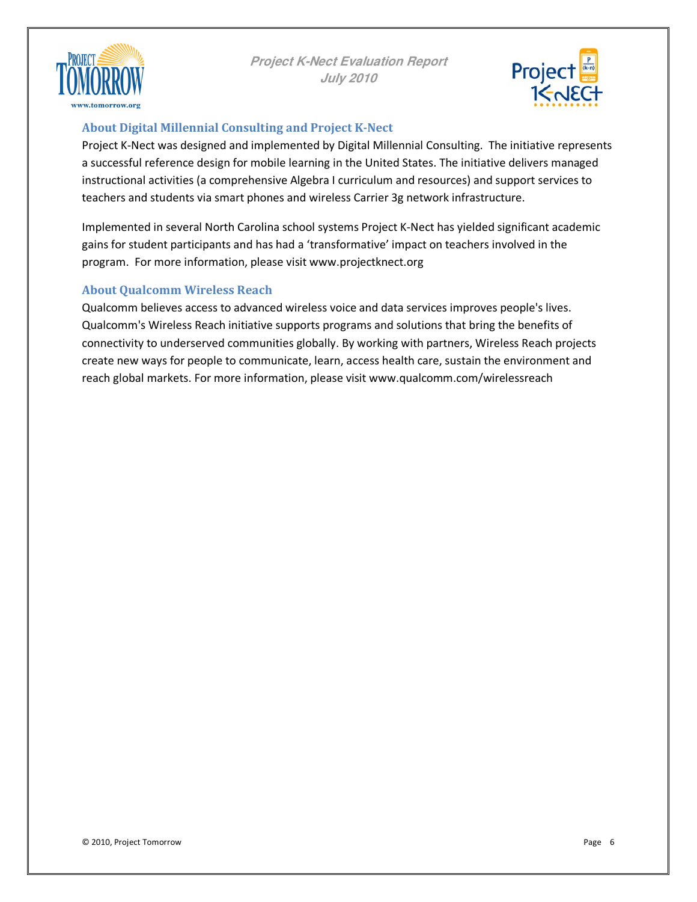## About Digital Millennial Consulting and Project K-Nect

Project K-Nect was designed and implemented by Digital Millennial Consulting. The initiative represents a successful reference design for mobile learning in the United States. The initiative delivers managed instructional activities (a comprehensive Algebra I curriculum and resources) and support services to teachers and students via smart phones and wireless Carrier 3g network infrastructure.

Implemented in several North Carolina school systems Project K-Nect has yielded significant academic gains for student participants and has had a 'transformative' impact on teachers involved in the program. For more information, please visit www.projectknect.org

## About Qualcomm Wireless Reach

Qualcomm believes access to advanced wireless voice and data services improves people's lives. Qualcomm's Wireless Reach initiative supports programs and solutions that bring the benefits of connectivity to underserved communities globally. By working with partners, Wireless Reach projects create new ways for people to communicate, learn, access health care, sustain the environment and reach global markets. For more information, please visit www.qualcomm.com/wirelessreach